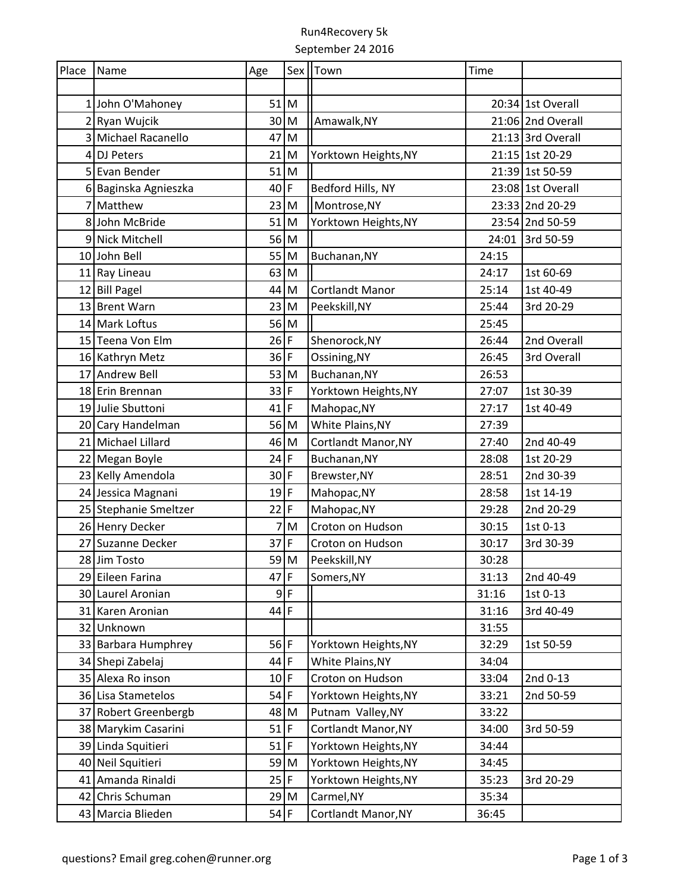Run4Recovery 5k

September 24 2016

| Place | Name | Age | Sex | Town | Time | |
|---|---|---|---|---|---|---|
| | | | | | | |
| 1 | John O'Mahoney | 51 | M | | 20:34 | 1st Overall |
| 2 | Ryan Wujcik | 30 | M | Amawalk,NY | 21:06 | 2nd Overall |
| 3 | Michael Racanello | 47 | M | | 21:13 | 3rd Overall |
| 4 | DJ Peters | 21 | M | Yorktown Heights,NY | 21:15 | 1st 20-29 |
| 5 | Evan Bender | 51 | M | | 21:39 | 1st 50-59 |
| 6 | Baginska Agnieszka | 40 | F | Bedford Hills, NY | 23:08 | 1st Overall |
| 7 | Matthew | 23 | M | Montrose,NY | 23:33 | 2nd 20-29 |
| 8 | John McBride | 51 | M | Yorktown Heights,NY | 23:54 | 2nd 50-59 |
| 9 | Nick Mitchell | 56 | M | | 24:01 | 3rd 50-59 |
| 10 | John Bell | 55 | M | Buchanan,NY | 24:15 | |
| 11 | Ray Lineau | 63 | M | | 24:17 | 1st 60-69 |
| 12 | Bill Pagel | 44 | M | Cortlandt Manor | 25:14 | 1st 40-49 |
| 13 | Brent Warn | 23 | M | Peekskill,NY | 25:44 | 3rd 20-29 |
| 14 | Mark Loftus | 56 | M | | 25:45 | |
| 15 | Teena Von Elm | 26 | F | Shenorock,NY | 26:44 | 2nd Overall |
| 16 | Kathryn Metz | 36 | F | Ossining,NY | 26:45 | 3rd Overall |
| 17 | Andrew Bell | 53 | M | Buchanan,NY | 26:53 | |
| 18 | Erin Brennan | 33 | F | Yorktown Heights,NY | 27:07 | 1st 30-39 |
| 19 | Julie Sbuttoni | 41 | F | Mahopac,NY | 27:17 | 1st 40-49 |
| 20 | Cary Handelman | 56 | M | White Plains,NY | 27:39 | |
| 21 | Michael Lillard | 46 | M | Cortlandt Manor,NY | 27:40 | 2nd 40-49 |
| 22 | Megan Boyle | 24 | F | Buchanan,NY | 28:08 | 1st 20-29 |
| 23 | Kelly Amendola | 30 | F | Brewster,NY | 28:51 | 2nd 30-39 |
| 24 | Jessica Magnani | 19 | F | Mahopac,NY | 28:58 | 1st 14-19 |
| 25 | Stephanie Smeltzer | 22 | F | Mahopac,NY | 29:28 | 2nd 20-29 |
| 26 | Henry Decker | 7 | M | Croton on Hudson | 30:15 | 1st 0-13 |
| 27 | Suzanne Decker | 37 | F | Croton on Hudson | 30:17 | 3rd 30-39 |
| 28 | Jim Tosto | 59 | M | Peekskill,NY | 30:28 | |
| 29 | Eileen Farina | 47 | F | Somers,NY | 31:13 | 2nd 40-49 |
| 30 | Laurel Aronian | 9 | F | | 31:16 | 1st 0-13 |
| 31 | Karen Aronian | 44 | F | | 31:16 | 3rd 40-49 |
| 32 | Unknown | | | | 31:55 | |
| 33 | Barbara Humphrey | 56 | F | Yorktown Heights,NY | 32:29 | 1st 50-59 |
| 34 | Shepi Zabelaj | 44 | F | White Plains,NY | 34:04 | |
| 35 | Alexa Ro inson | 10 | F | Croton on Hudson | 33:04 | 2nd 0-13 |
| 36 | Lisa Stametelos | 54 | F | Yorktown Heights,NY | 33:21 | 2nd 50-59 |
| 37 | Robert Greenbergb | 48 | M | Putnam  Valley,NY | 33:22 | |
| 38 | Marykim Casarini | 51 | F | Cortlandt Manor,NY | 34:00 | 3rd 50-59 |
| 39 | Linda Squitieri | 51 | F | Yorktown Heights,NY | 34:44 | |
| 40 | Neil Squitieri | 59 | M | Yorktown Heights,NY | 34:45 | |
| 41 | Amanda Rinaldi | 25 | F | Yorktown Heights,NY | 35:23 | 3rd 20-29 |
| 42 | Chris Schuman | 29 | M | Carmel,NY | 35:34 | |
| 43 | Marcia Blieden | 54 | F | Cortlandt Manor,NY | 36:45 | |

questions? Email greg.cohen@runner.org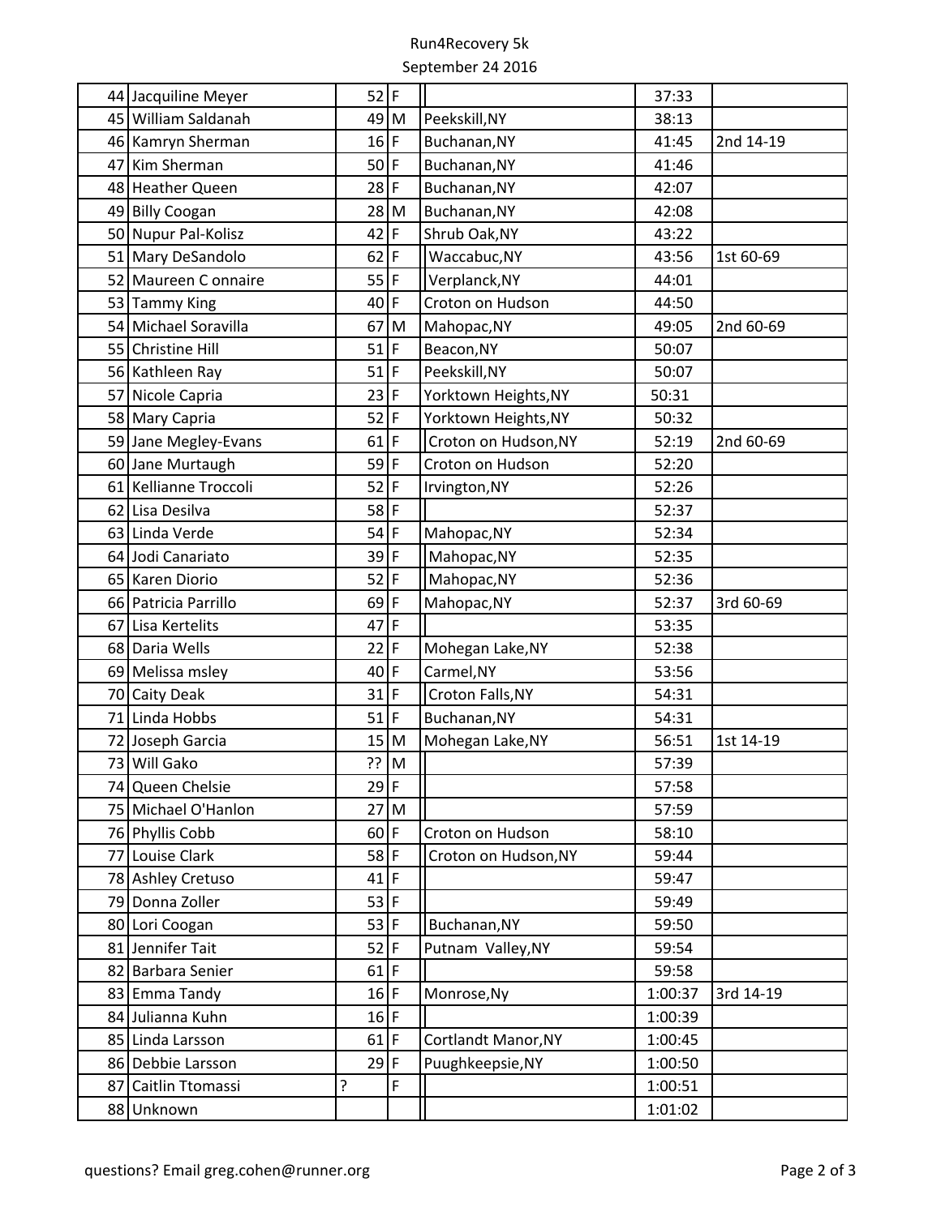Run4Recovery 5k

September 24 2016

| | | | | | | |
|---|---|---|---|---|---|---|
| 44 | Jacquiline Meyer | 52 | F | | 37:33 | |
| 45 | William Saldanah | 49 | M | Peekskill,NY | 38:13 | |
| 46 | Kamryn Sherman | 16 | F | Buchanan,NY | 41:45 | 2nd 14-19 |
| 47 | Kim Sherman | 50 | F | Buchanan,NY | 41:46 | |
| 48 | Heather Queen | 28 | F | Buchanan,NY | 42:07 | |
| 49 | Billy Coogan | 28 | M | Buchanan,NY | 42:08 | |
| 50 | Nupur Pal-Kolisz | 42 | F | Shrub Oak,NY | 43:22 | |
| 51 | Mary DeSandolo | 62 | F | Waccabuc,NY | 43:56 | 1st 60-69 |
| 52 | Maureen C onnaire | 55 | F | Verplanck,NY | 44:01 | |
| 53 | Tammy King | 40 | F | Croton on Hudson | 44:50 | |
| 54 | Michael Soravilla | 67 | M | Mahopac,NY | 49:05 | 2nd 60-69 |
| 55 | Christine Hill | 51 | F | Beacon,NY | 50:07 | |
| 56 | Kathleen Ray | 51 | F | Peekskill,NY | 50:07 | |
| 57 | Nicole Capria | 23 | F | Yorktown Heights,NY | 50:31 | |
| 58 | Mary Capria | 52 | F | Yorktown Heights,NY | 50:32 | |
| 59 | Jane Megley-Evans | 61 | F | Croton on Hudson,NY | 52:19 | 2nd 60-69 |
| 60 | Jane Murtaugh | 59 | F | Croton on Hudson | 52:20 | |
| 61 | Kellianne Troccoli | 52 | F | Irvington,NY | 52:26 | |
| 62 | Lisa Desilva | 58 | F | | 52:37 | |
| 63 | Linda Verde | 54 | F | Mahopac,NY | 52:34 | |
| 64 | Jodi Canariato | 39 | F | Mahopac,NY | 52:35 | |
| 65 | Karen Diorio | 52 | F | Mahopac,NY | 52:36 | |
| 66 | Patricia Parrillo | 69 | F | Mahopac,NY | 52:37 | 3rd 60-69 |
| 67 | Lisa Kertelits | 47 | F | | 53:35 | |
| 68 | Daria Wells | 22 | F | Mohegan Lake,NY | 52:38 | |
| 69 | Melissa msley | 40 | F | Carmel,NY | 53:56 | |
| 70 | Caity Deak | 31 | F | Croton Falls,NY | 54:31 | |
| 71 | Linda Hobbs | 51 | F | Buchanan,NY | 54:31 | |
| 72 | Joseph Garcia | 15 | M | Mohegan Lake,NY | 56:51 | 1st 14-19 |
| 73 | Will Gako | ?? | M | | 57:39 | |
| 74 | Queen Chelsie | 29 | F | | 57:58 | |
| 75 | Michael O'Hanlon | 27 | M | | 57:59 | |
| 76 | Phyllis Cobb | 60 | F | Croton on Hudson | 58:10 | |
| 77 | Louise Clark | 58 | F | Croton on Hudson,NY | 59:44 | |
| 78 | Ashley Cretuso | 41 | F | | 59:47 | |
| 79 | Donna Zoller | 53 | F | | 59:49 | |
| 80 | Lori Coogan | 53 | F | Buchanan,NY | 59:50 | |
| 81 | Jennifer Tait | 52 | F | Putnam Valley,NY | 59:54 | |
| 82 | Barbara Senier | 61 | F | | 59:58 | |
| 83 | Emma Tandy | 16 | F | Monrose,Ny | 1:00:37 | 3rd 14-19 |
| 84 | Julianna Kuhn | 16 | F | | 1:00:39 | |
| 85 | Linda Larsson | 61 | F | Cortlandt Manor,NY | 1:00:45 | |
| 86 | Debbie Larsson | 29 | F | Puughkeepsie,NY | 1:00:50 | |
| 87 | Caitlin Ttomassi | ? | F | | 1:00:51 | |
| 88 | Unknown | | | | 1:01:02 | |

questions? Email greg.cohen@runner.org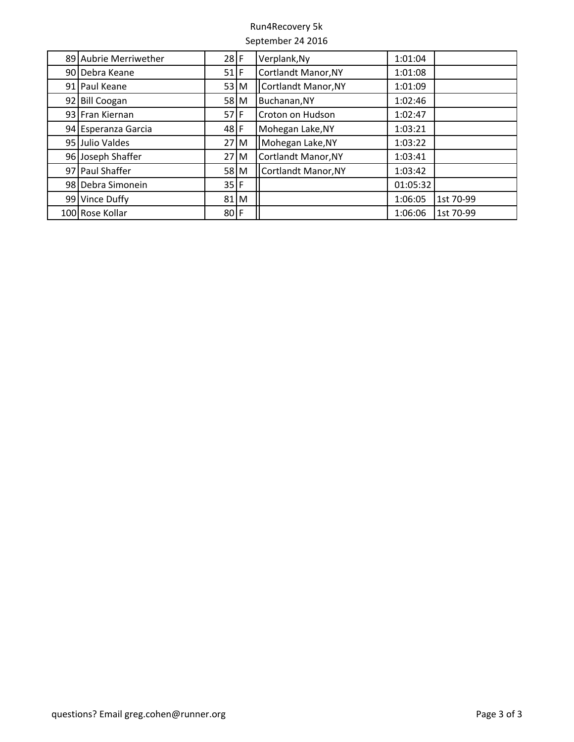Run4Recovery 5k

September 24 2016

| | | | | | | |
|---|---|---|---|---|---|---|
| 89 | Aubrie Merriwether | 28 | F | Verplank,Ny | 1:01:04 | |
| 90 | Debra Keane | 51 | F | Cortlandt Manor,NY | 1:01:08 | |
| 91 | Paul Keane | 53 | M | Cortlandt Manor,NY | 1:01:09 | |
| 92 | Bill Coogan | 58 | M | Buchanan,NY | 1:02:46 | |
| 93 | Fran Kiernan | 57 | F | Croton on Hudson | 1:02:47 | |
| 94 | Esperanza Garcia | 48 | F | Mohegan Lake,NY | 1:03:21 | |
| 95 | Julio Valdes | 27 | M | Mohegan Lake,NY | 1:03:22 | |
| 96 | Joseph Shaffer | 27 | M | Cortlandt Manor,NY | 1:03:41 | |
| 97 | Paul Shaffer | 58 | M | Cortlandt Manor,NY | 1:03:42 | |
| 98 | Debra Simonein | 35 | F | | 01:05:32 | |
| 99 | Vince Duffy | 81 | M | | 1:06:05 | 1st 70-99 |
| 100 | Rose Kollar | 80 | F | | 1:06:06 | 1st 70-99 |

questions? Email greg.cohen@runner.org